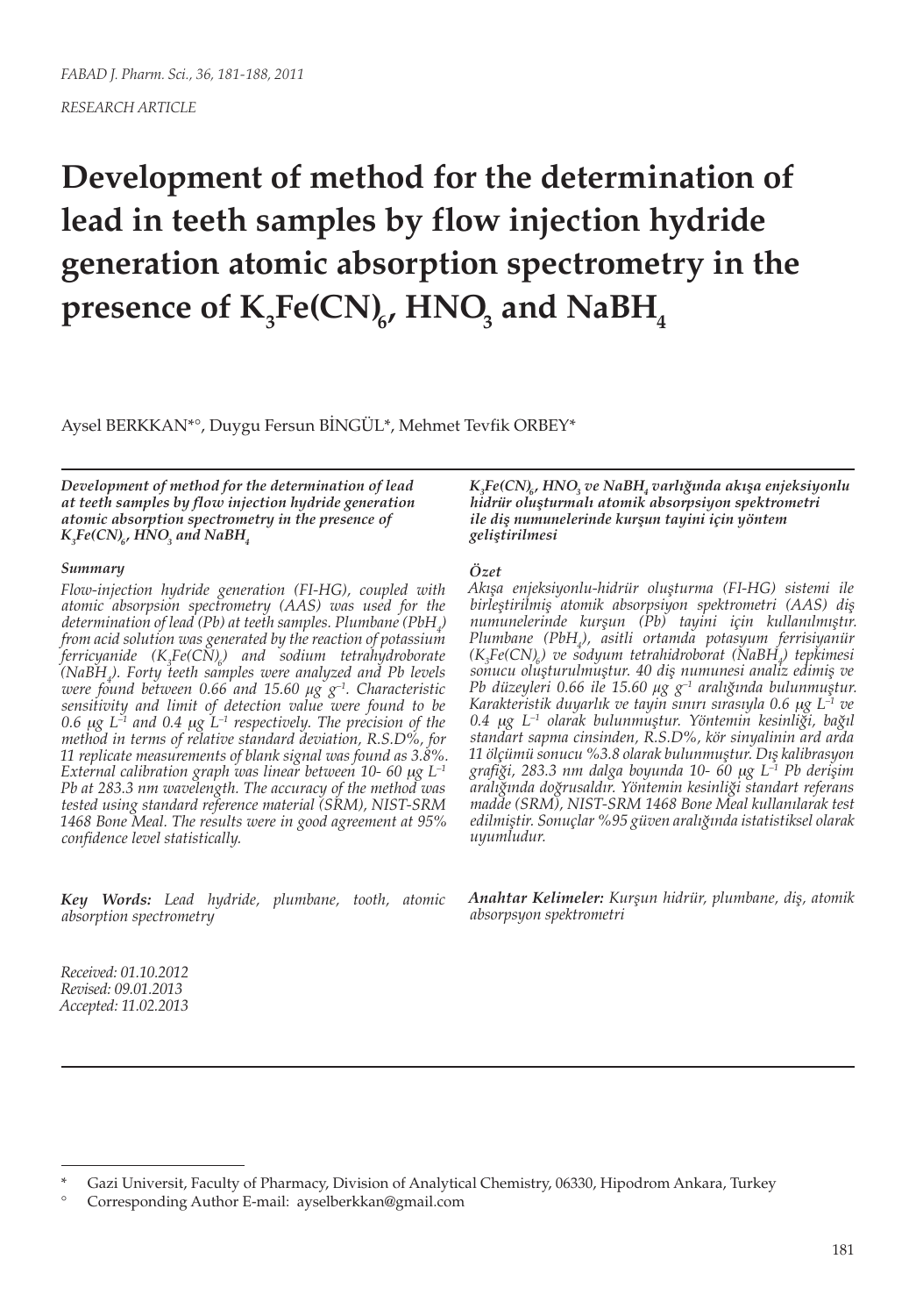FABAD J. Pharm. Sci., 36, 181-188, 2011

RESEARCH ARTICLE

# Development of method for the determination of lead in teeth samples by flow injection hydride generation atomic absorption spectrometry in the presence of $K_3Fe(CN)_6$, $HNO_3$ and $NaBH_4$

Aysel BERKKAN*°, Duygu Fersun BİNGÜL*, Mehmet Tevfik ORBEY*

***Development of method for the determination of lead at teeth samples by flow injection hydride generation atomic absorption spectrometry in the presence of $K_3Fe(CN)_6$, $HNO_3$ and $NaBH_4$***

***Summary***

*Flow-injection hydride generation (FI-HG), coupled with atomic absorpsion spectrometry (AAS) was used for the determination of lead (Pb) at teeth samples. Plumbane ($PbH_4$) from acid solution was generated by the reaction of potassium ferricyanide ($K_3Fe(CN)_6$) and sodium tetrahydroborate ($NaBH_4$). Forty teeth samples were analyzed and Pb levels were found between 0.66 and 15.60 μg $g^{-1}$. Characteristic sensitivity and limit of detection value were found to be 0.6 μg $L^{-1}$ and 0.4 μg $L^{-1}$ respectively. The precision of the method in terms of relative standard deviation, R.S.D%, for 11 replicate measurements of blank signal was found as 3.8%. External calibration graph was linear between 10- 60 μg $L^{-1}$ Pb at 283.3 nm wavelength. The accuracy of the method was tested using standard reference material (SRM), NIST-SRM 1468 Bone Meal. The results were in good agreement at 95% confidence level statistically.*

***Key Words:** Lead hydride, plumbane, tooth, atomic absorption spectrometry*

***$K_3Fe(CN)_6$, $HNO_3$ ve $NaBH_4$ varlığında akışa enjeksiyonlu hidrür oluşturmalı atomik absorpsiyon spektrometri ile diş numunelerinde kurşun tayini için yöntem geliştirilmesi***

***Özet***

*Akışa enjeksiyonlu-hidrür oluşturma (FI-HG) sistemi ile birleştirilmiş atomik absorpsiyon spektrometri (AAS) diş numunelerinde kurşun (Pb) tayini için kullanılmıştır. Plumbane ($PbH_4$), asitli ortamda potasyum ferrisiyanür ($K_3Fe(CN)_6$) ve sodyum tetrahidroborat ($NaBH_4$) tepkimesi sonucu oluşturulmuştur. 40 diş numunesi analiz edimiş ve Pb düzeyleri 0.66 ile 15.60 μg $g^{-1}$ aralığında bulunmuştur. Karakteristik duyarlık ve tayin sınırı sırasıyla 0.6 μg $L^{-1}$ ve 0.4 μg $L^{-1}$ olarak bulunmuştur. Yöntemin kesinliği, bağıl standart sapma cinsinden, R.S.D%, kör sinyalinin ard arda 11 ölçümü sonucu %3.8 olarak bulunmuştur. Dış kalibrasyon grafiği, 283.3 nm dalga boyunda 10- 60 μg $L^{-1}$ Pb derişim aralığında doğrusaldır. Yöntemin kesinliği standart referans madde (SRM), NIST-SRM 1468 Bone Meal kullanılarak test edilmiştir. Sonuçlar %95 güven aralığında istatistiksel olarak uyumludur.*

***Anahtar Kelimeler:** Kurşun hidrür, plumbane, diş, atomik absorpsyon spektrometri*

*Received: 01.10.2012*
*Revised: 09.01.2013*
*Accepted: 11.02.2013*

---

\* Gazi Universit, Faculty of Pharmacy, Division of Analytical Chemistry, 06330, Hipodrom Ankara, Turkey

° Corresponding Author E-mail: ayselberkkan@gmail.com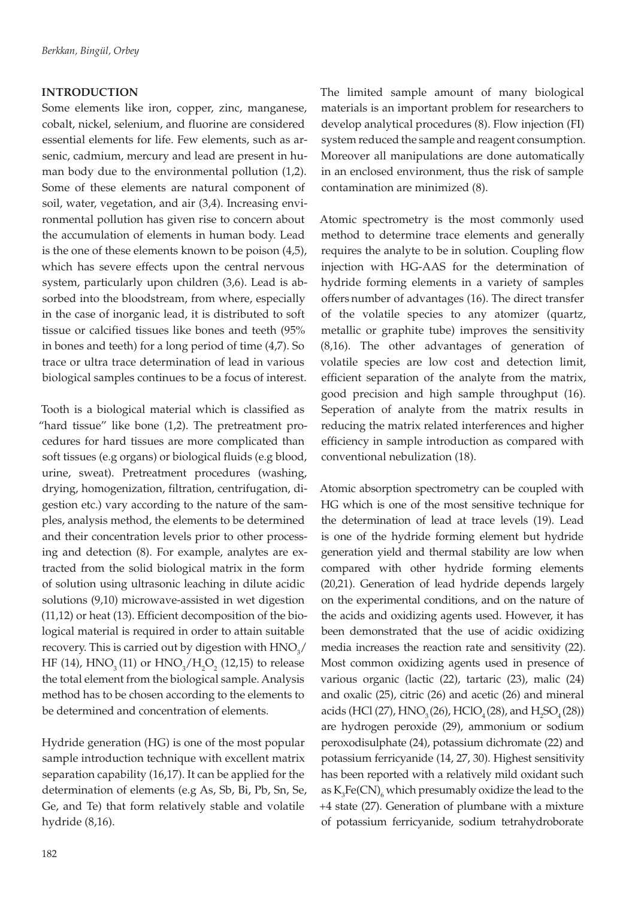## INTRODUCTION

Some elements like iron, copper, zinc, manganese, cobalt, nickel, selenium, and fluorine are considered essential elements for life. Few elements, such as arsenic, cadmium, mercury and lead are present in human body due to the environmental pollution (1,2). Some of these elements are natural component of soil, water, vegetation, and air (3,4). Increasing environmental pollution has given rise to concern about the accumulation of elements in human body. Lead is the one of these elements known to be poison (4,5), which has severe effects upon the central nervous system, particularly upon children (3,6). Lead is absorbed into the bloodstream, from where, especially in the case of inorganic lead, it is distributed to soft tissue or calcified tissues like bones and teeth (95% in bones and teeth) for a long period of time (4,7). So trace or ultra trace determination of lead in various biological samples continues to be a focus of interest.

Tooth is a biological material which is classified as "hard tissue" like bone (1,2). The pretreatment procedures for hard tissues are more complicated than soft tissues (e.g organs) or biological fluids (e.g blood, urine, sweat). Pretreatment procedures (washing, drying, homogenization, filtration, centrifugation, digestion etc.) vary according to the nature of the samples, analysis method, the elements to be determined and their concentration levels prior to other processing and detection (8). For example, analytes are extracted from the solid biological matrix in the form of solution using ultrasonic leaching in dilute acidic solutions (9,10) microwave-assisted in wet digestion (11,12) or heat (13). Efficient decomposition of the biological material is required in order to attain suitable recovery. This is carried out by digestion with $HNO_3$/HF (14), $HNO_3$ (11) or $HNO_3$/$H_2O_2$ (12,15) to release the total element from the biological sample. Analysis method has to be chosen according to the elements to be determined and concentration of elements.

Hydride generation (HG) is one of the most popular sample introduction technique with excellent matrix separation capability (16,17). It can be applied for the determination of elements (e.g As, Sb, Bi, Pb, Sn, Se, Ge, and Te) that form relatively stable and volatile hydride (8,16).

The limited sample amount of many biological materials is an important problem for researchers to develop analytical procedures (8). Flow injection (FI) system reduced the sample and reagent consumption. Moreover all manipulations are done automatically in an enclosed environment, thus the risk of sample contamination are minimized (8).

Atomic spectrometry is the most commonly used method to determine trace elements and generally requires the analyte to be in solution. Coupling flow injection with HG-AAS for the determination of hydride forming elements in a variety of samples offers number of advantages (16). The direct transfer of the volatile species to any atomizer (quartz, metallic or graphite tube) improves the sensitivity (8,16). The other advantages of generation of volatile species are low cost and detection limit, efficient separation of the analyte from the matrix, good precision and high sample throughput (16). Seperation of analyte from the matrix results in reducing the matrix related interferences and higher efficiency in sample introduction as compared with conventional nebulization (18).

Atomic absorption spectrometry can be coupled with HG which is one of the most sensitive technique for the determination of lead at trace levels (19). Lead is one of the hydride forming element but hydride generation yield and thermal stability are low when compared with other hydride forming elements (20,21). Generation of lead hydride depends largely on the experimental conditions, and on the nature of the acids and oxidizing agents used. However, it has been demonstrated that the use of acidic oxidizing media increases the reaction rate and sensitivity (22). Most common oxidizing agents used in presence of various organic (lactic (22), tartaric (23), malic (24) and oxalic (25), citric (26) and acetic (26) and mineral acids (HCl (27), $HNO_3$ (26), $HClO_4$ (28), and $H_2SO_4$ (28)) are hydrogen peroxide (29), ammonium or sodium peroxodisulphate (24), potassium dichromate (22) and potassium ferricyanide (14, 27, 30). Highest sensitivity has been reported with a relatively mild oxidant such as $K_3Fe(CN)_6$ which presumably oxidize the lead to the +4 state (27). Generation of plumbane with a mixture of potassium ferricyanide, sodium tetrahydroborate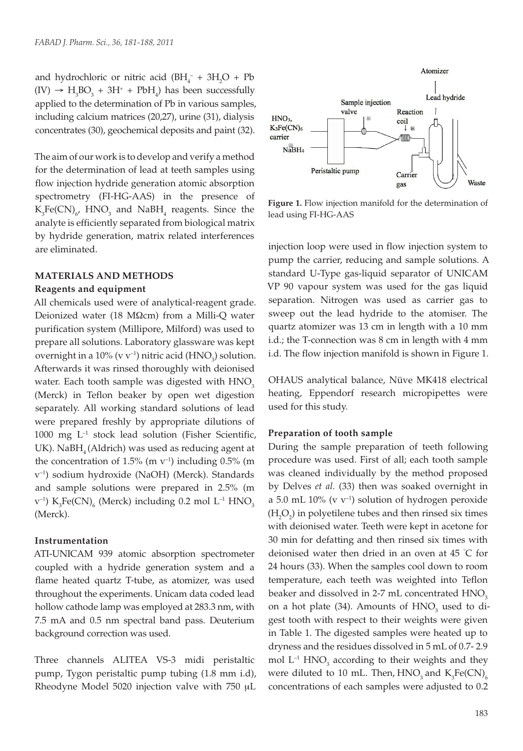and hydrochloric or nitric acid ($BH_4^- + 3H_2O + Pb(IV) \rightarrow H_3BO_3 + 3H^+ + PbH_4$) has been successfully applied to the determination of Pb in various samples, including calcium matrices (20,27), urine (31), dialysis concentrates (30), geochemical deposits and paint (32).

The aim of our work is to develop and verify a method for the determination of lead at teeth samples using flow injection hydride generation atomic absorption spectrometry (FI-HG-AAS) in the presence of $K_3Fe(CN)_6$, $HNO_3$ and $NaBH_4$ reagents. Since the analyte is efficiently separated from biological matrix by hydride generation, matrix related interferences are eliminated.

## MATERIALS AND METHODS

### Reagents and equipment

All chemicals used were of analytical-reagent grade. Deionized water (18 MΩcm) from a Milli-Q water purification system (Millipore, Milford) was used to prepare all solutions. Laboratory glassware was kept overnight in a 10% (v v$^{-1}$) nitric acid ($HNO_3$) solution. Afterwards it was rinsed thoroughly with deionised water. Each tooth sample was digested with $HNO_3$ (Merck) in Teflon beaker by open wet digestion separately. All working standard solutions of lead were prepared freshly by appropriate dilutions of 1000 mg L$^{-1}$ stock lead solution (Fisher Scientific, UK). $NaBH_4$ (Aldrich) was used as reducing agent at the concentration of 1.5% (m v$^{-1}$) including 0.5% (m v$^{-1}$) sodium hydroxide (NaOH) (Merck). Standards and sample solutions were prepared in 2.5% (m v$^{-1}$) $K_3Fe(CN)_6$ (Merck) including 0.2 mol L$^{-1}$ $HNO_3$ (Merck).

### Instrumentation

ATI-UNICAM 939 atomic absorption spectrometer coupled with a hydride generation system and a flame heated quartz T-tube, as atomizer, was used throughout the experiments. Unicam data coded lead hollow cathode lamp was employed at 283.3 nm, with 7.5 mA and 0.5 nm spectral band pass. Deuterium background correction was used.

Three channels ALITEA VS-3 midi peristaltic pump, Tygon peristaltic pump tubing (1.8 mm i.d), Rheodyne Model 5020 injection valve with 750 μL injection loop were used in flow injection system to pump the carrier, reducing and sample solutions. A standard U-Type gas-liquid separator of UNICAM VP 90 vapour system was used for the gas liquid separation. Nitrogen was used as carrier gas to sweep out the lead hydride to the atomiser. The quartz atomizer was 13 cm in length with a 10 mm i.d.; the T-connection was 8 cm in length with 4 mm i.d. The flow injection manifold is shown in Figure 1.

**Figure 1.** Flow injection manifold for the determination of lead using FI-HG-AAS

OHAUS analytical balance, Nüve MK418 electrical heating, Eppendorf research micropipettes were used for this study.

### Preparation of tooth sample

During the sample preparation of teeth following procedure was used. First of all; each tooth sample was cleaned individually by the method proposed by Delves *et al.* (33) then was soaked overnight in a 5.0 mL 10% (v v$^{-1}$) solution of hydrogen peroxide ($H_2O_2$) in polyetilene tubes and then rinsed six times with deionised water. Teeth were kept in acetone for 30 min for defatting and then rinsed six times with deionised water then dried in an oven at 45 °C for 24 hours (33). When the samples cool down to room temperature, each teeth was weighted into Teflon beaker and dissolved in 2-7 mL concentrated $HNO_3$ on a hot plate (34). Amounts of $HNO_3$ used to digest tooth with respect to their weights were given in Table 1. The digested samples were heated up to dryness and the residues dissolved in 5 mL of 0.7- 2.9 mol L$^{-1}$ $HNO_3$ according to their weights and they were diluted to 10 mL. Then, $HNO_3$ and $K_3Fe(CN)_6$ concentrations of each samples were adjusted to 0.2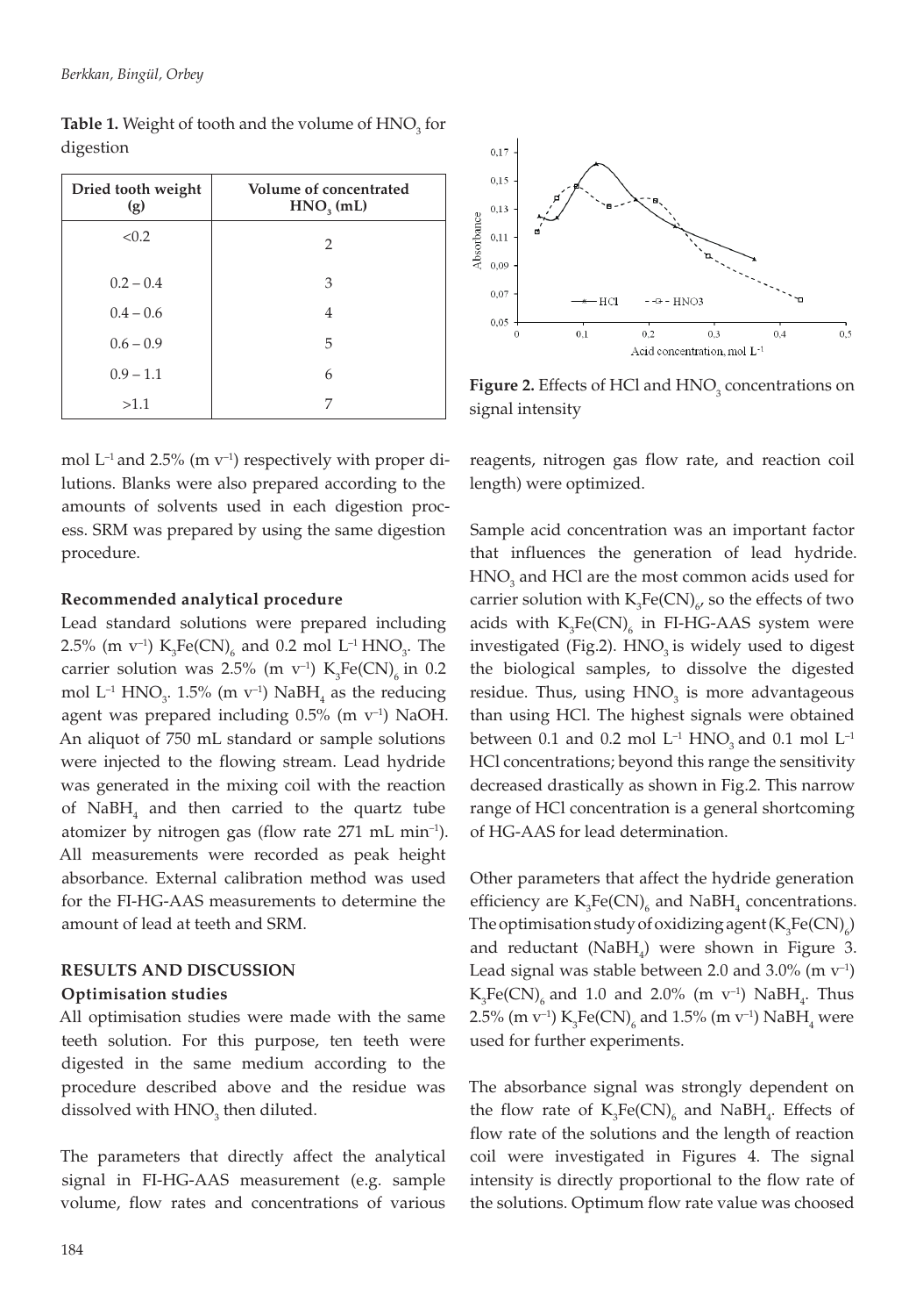**Table 1.** Weight of tooth and the volume of $HNO_3$ for digestion

| Dried tooth weight (g) | Volume of concentrated $HNO_3$ (mL) |
|---|---|
| <0.2 | 2 |
| 0.2 – 0.4 | 3 |
| 0.4 – 0.6 | 4 |
| 0.6 – 0.9 | 5 |
| 0.9 – 1.1 | 6 |
| >1.1 | 7 |

mol $L^{-1}$ and 2.5% (m $v^{-1}$) respectively with proper dilutions. Blanks were also prepared according to the amounts of solvents used in each digestion process. SRM was prepared by using the same digestion procedure.

**Recommended analytical procedure**

Lead standard solutions were prepared including 2.5% (m $v^{-1}$) $K_3Fe(CN)_6$ and 0.2 mol $L^{-1}$ $HNO_3$. The carrier solution was 2.5% (m $v^{-1}$) $K_3Fe(CN)_6$ in 0.2 mol $L^{-1}$ $HNO_3$. 1.5% (m $v^{-1}$) $NaBH_4$ as the reducing agent was prepared including 0.5% (m $v^{-1}$) NaOH. An aliquot of 750 mL standard or sample solutions were injected to the flowing stream. Lead hydride was generated in the mixing coil with the reaction of $NaBH_4$ and then carried to the quartz tube atomizer by nitrogen gas (flow rate 271 mL $min^{-1}$). All measurements were recorded as peak height absorbance. External calibration method was used for the FI-HG-AAS measurements to determine the amount of lead at teeth and SRM.

## RESULTS AND DISCUSSION

### Optimisation studies

All optimisation studies were made with the same teeth solution. For this purpose, ten teeth were digested in the same medium according to the procedure described above and the residue was dissolved with $HNO_3$ then diluted.

The parameters that directly affect the analytical signal in FI-HG-AAS measurement (e.g. sample volume, flow rates and concentrations of various reagents, nitrogen gas flow rate, and reaction coil length) were optimized.

**Figure 2.** Effects of HCl and $HNO_3$ concentrations on signal intensity

Sample acid concentration was an important factor that influences the generation of lead hydride. $HNO_3$ and HCl are the most common acids used for carrier solution with $K_3Fe(CN)_6$, so the effects of two acids with $K_3Fe(CN)_6$ in FI-HG-AAS system were investigated (Fig.2). $HNO_3$ is widely used to digest the biological samples, to dissolve the digested residue. Thus, using $HNO_3$ is more advantageous than using HCl. The highest signals were obtained between 0.1 and 0.2 mol $L^{-1}$ $HNO_3$ and 0.1 mol $L^{-1}$ HCl concentrations; beyond this range the sensitivity decreased drastically as shown in Fig.2. This narrow range of HCl concentration is a general shortcoming of HG-AAS for lead determination.

Other parameters that affect the hydride generation efficiency are $K_3Fe(CN)_6$ and $NaBH_4$ concentrations. The optimisation study of oxidizing agent ($K_3Fe(CN)_6$) and reductant ($NaBH_4$) were shown in Figure 3. Lead signal was stable between 2.0 and 3.0% (m $v^{-1}$) $K_3Fe(CN)_6$ and 1.0 and 2.0% (m $v^{-1}$) $NaBH_4$. Thus 2.5% (m $v^{-1}$) $K_3Fe(CN)_6$ and 1.5% (m $v^{-1}$) $NaBH_4$ were used for further experiments.

The absorbance signal was strongly dependent on the flow rate of $K_3Fe(CN)_6$ and $NaBH_4$. Effects of flow rate of the solutions and the length of reaction coil were investigated in Figures 4. The signal intensity is directly proportional to the flow rate of the solutions. Optimum flow rate value was choosed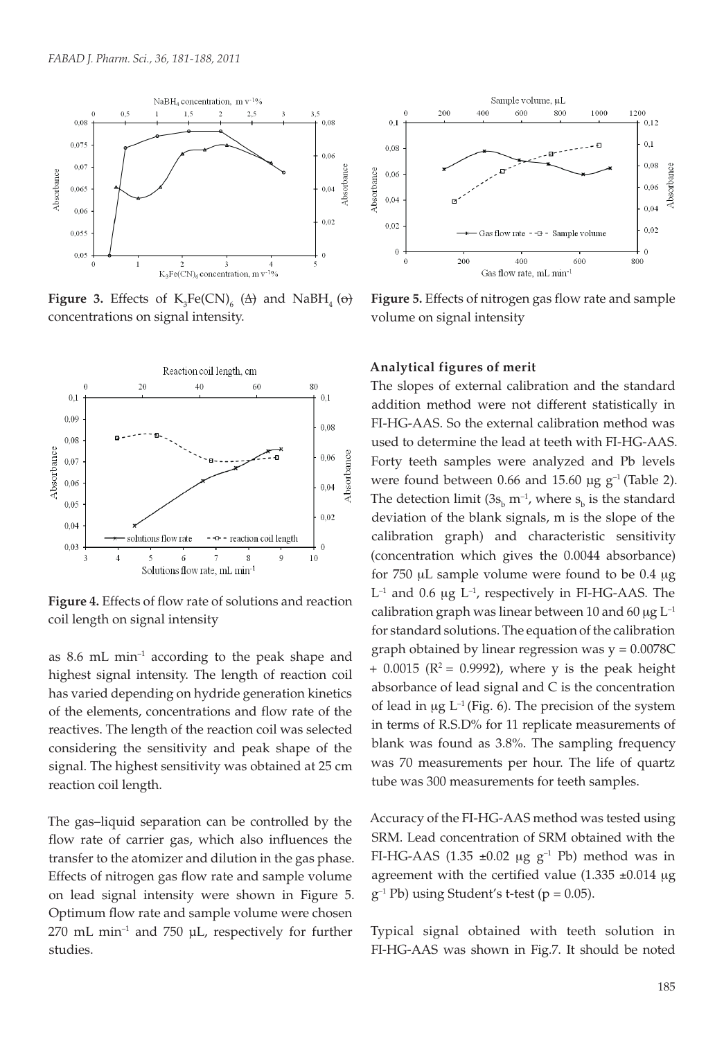**Figure 3.** Effects of $K_3Fe(CN)_6$ (Δ) and $NaBH_4$ (o) concentrations on signal intensity.

**Figure 4.** Effects of flow rate of solutions and reaction coil length on signal intensity

as 8.6 mL $min^{-1}$ according to the peak shape and highest signal intensity. The length of reaction coil has varied depending on hydride generation kinetics of the elements, concentrations and flow rate of the reactives. The length of the reaction coil was selected considering the sensitivity and peak shape of the signal. The highest sensitivity was obtained at 25 cm reaction coil length.

The gas–liquid separation can be controlled by the flow rate of carrier gas, which also influences the transfer to the atomizer and dilution in the gas phase. Effects of nitrogen gas flow rate and sample volume on lead signal intensity were shown in Figure 5. Optimum flow rate and sample volume were chosen 270 mL $min^{-1}$ and 750 µL, respectively for further studies.

**Figure 5.** Effects of nitrogen gas flow rate and sample volume on signal intensity

### Analytical figures of merit

The slopes of external calibration and the standard addition method were not different statistically in FI-HG-AAS. So the external calibration method was used to determine the lead at teeth with FI-HG-AAS. Forty teeth samples were analyzed and Pb levels were found between 0.66 and 15.60 µg $g^{-1}$ (Table 2). The detection limit ($3s_b\ m^{-1}$, where $s_b$ is the standard deviation of the blank signals, m is the slope of the calibration graph) and characteristic sensitivity (concentration which gives the 0.0044 absorbance) for 750 µL sample volume were found to be 0.4 µg $L^{-1}$ and 0.6 µg $L^{-1}$, respectively in FI-HG-AAS. The calibration graph was linear between 10 and 60 µg $L^{-1}$ for standard solutions. The equation of the calibration graph obtained by linear regression was $y = 0.0078C + 0.0015$ ($R^2 = 0.9992$), where y is the peak height absorbance of lead signal and C is the concentration of lead in µg $L^{-1}$ (Fig. 6). The precision of the system in terms of R.S.D% for 11 replicate measurements of blank was found as 3.8%. The sampling frequency was 70 measurements per hour. The life of quartz tube was 300 measurements for teeth samples.

Accuracy of the FI-HG-AAS method was tested using SRM. Lead concentration of SRM obtained with the FI-HG-AAS (1.35 ±0.02 µg $g^{-1}$ Pb) method was in agreement with the certified value (1.335 ±0.014 µg $g^{-1}$ Pb) using Student's t-test ($p = 0.05$).

Typical signal obtained with teeth solution in FI-HG-AAS was shown in Fig.7. It should be noted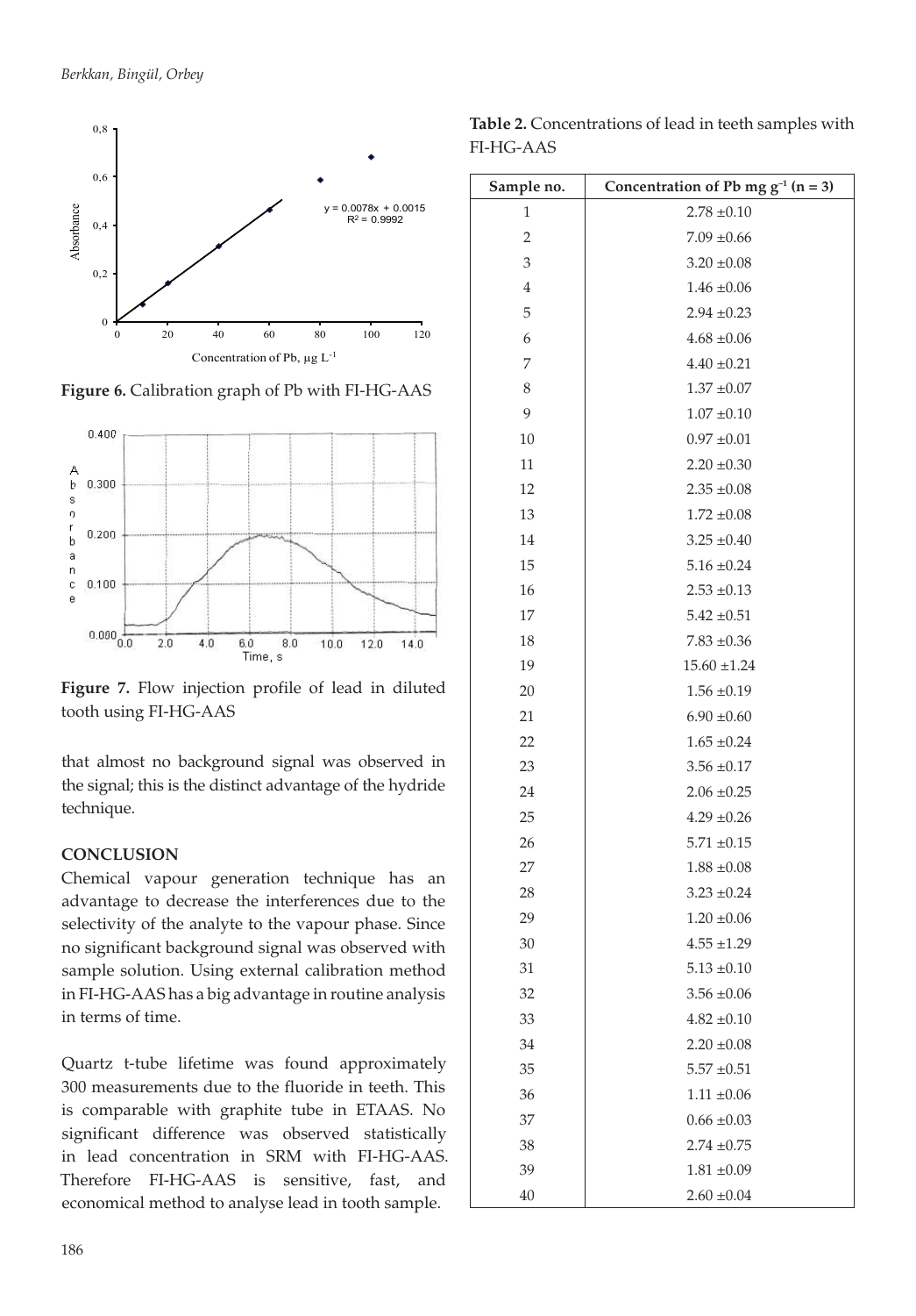Figure 6. Calibration graph of Pb with FI-HG-AAS

Figure 7. Flow injection profile of lead in diluted tooth using FI-HG-AAS

that almost no background signal was observed in the signal; this is the distinct advantage of the hydride technique.

## CONCLUSION

Chemical vapour generation technique has an advantage to decrease the interferences due to the selectivity of the analyte to the vapour phase. Since no significant background signal was observed with sample solution. Using external calibration method in FI-HG-AAS has a big advantage in routine analysis in terms of time.

Quartz t-tube lifetime was found approximately 300 measurements due to the fluoride in teeth. This is comparable with graphite tube in ETAAS. No significant difference was observed statistically in lead concentration in SRM with FI-HG-AAS. Therefore FI-HG-AAS is sensitive, fast, and economical method to analyse lead in tooth sample.

**Table 2.** Concentrations of lead in teeth samples with FI-HG-AAS

| Sample no. | Concentration of Pb mg $g^{-1}$ (n = 3) |
|---|---|
| 1 | 2.78 ±0.10 |
| 2 | 7.09 ±0.66 |
| 3 | 3.20 ±0.08 |
| 4 | 1.46 ±0.06 |
| 5 | 2.94 ±0.23 |
| 6 | 4.68 ±0.06 |
| 7 | 4.40 ±0.21 |
| 8 | 1.37 ±0.07 |
| 9 | 1.07 ±0.10 |
| 10 | 0.97 ±0.01 |
| 11 | 2.20 ±0.30 |
| 12 | 2.35 ±0.08 |
| 13 | 1.72 ±0.08 |
| 14 | 3.25 ±0.40 |
| 15 | 5.16 ±0.24 |
| 16 | 2.53 ±0.13 |
| 17 | 5.42 ±0.51 |
| 18 | 7.83 ±0.36 |
| 19 | 15.60 ±1.24 |
| 20 | 1.56 ±0.19 |
| 21 | 6.90 ±0.60 |
| 22 | 1.65 ±0.24 |
| 23 | 3.56 ±0.17 |
| 24 | 2.06 ±0.25 |
| 25 | 4.29 ±0.26 |
| 26 | 5.71 ±0.15 |
| 27 | 1.88 ±0.08 |
| 28 | 3.23 ±0.24 |
| 29 | 1.20 ±0.06 |
| 30 | 4.55 ±1.29 |
| 31 | 5.13 ±0.10 |
| 32 | 3.56 ±0.06 |
| 33 | 4.82 ±0.10 |
| 34 | 2.20 ±0.08 |
| 35 | 5.57 ±0.51 |
| 36 | 1.11 ±0.06 |
| 37 | 0.66 ±0.03 |
| 38 | 2.74 ±0.75 |
| 39 | 1.81 ±0.09 |
| 40 | 2.60 ±0.04 |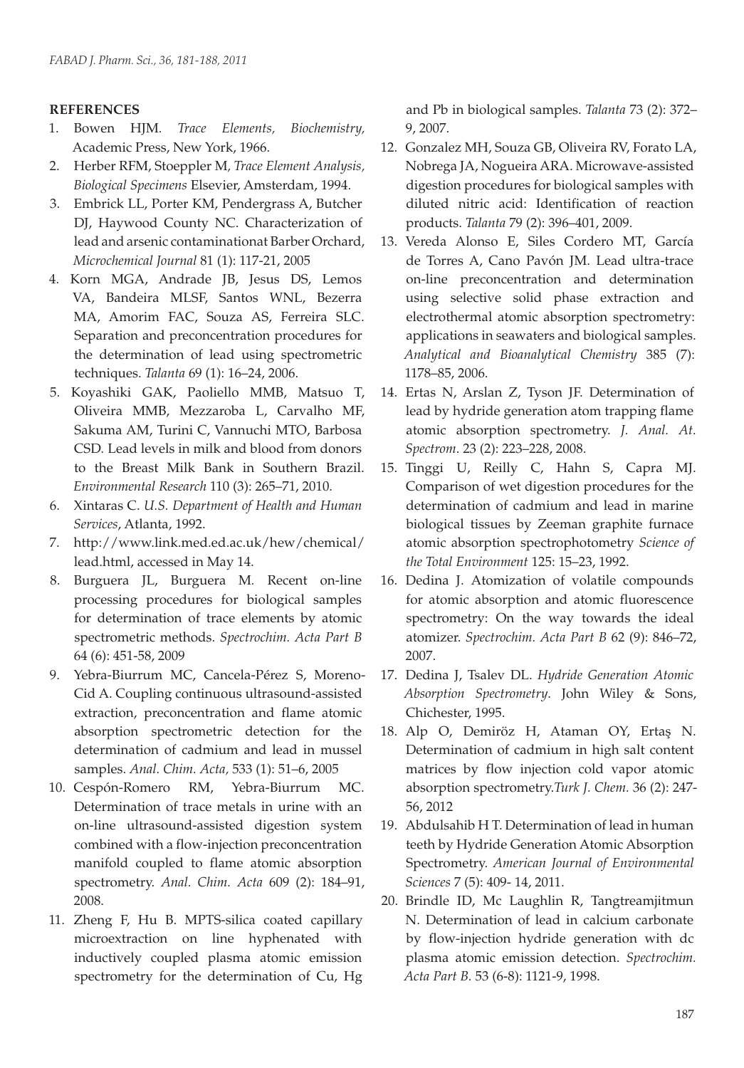**REFERENCES**

1. Bowen HJM. *Trace Elements, Biochemistry,* Academic Press, New York, 1966.
2. Herber RFM, Stoeppler M, *Trace Element Analysis, Biological Specimens* Elsevier, Amsterdam, 1994.
3. Embrick LL, Porter KM, Pendergrass A, Butcher DJ, Haywood County NC. Characterization of lead and arsenic contaminationat Barber Orchard, *Microchemical Journal* 81 (1): 117-21, 2005
4. Korn MGA, Andrade JB, Jesus DS, Lemos VA, Bandeira MLSF, Santos WNL, Bezerra MA, Amorim FAC, Souza AS, Ferreira SLC. Separation and preconcentration procedures for the determination of lead using spectrometric techniques. *Talanta* 69 (1): 16–24, 2006.
5. Koyashiki GAK, Paoliello MMB, Matsuo T, Oliveira MMB, Mezzaroba L, Carvalho MF, Sakuma AM, Turini C, Vannuchi MTO, Barbosa CSD. Lead levels in milk and blood from donors to the Breast Milk Bank in Southern Brazil. *Environmental Research* 110 (3): 265–71, 2010.
6. Xintaras C. *U.S. Department of Health and Human Services*, Atlanta, 1992.
7. http://www.link.med.ed.ac.uk/hew/chemical/lead.html, accessed in May 14.
8. Burguera JL, Burguera M. Recent on-line processing procedures for biological samples for determination of trace elements by atomic spectrometric methods. *Spectrochim. Acta Part B* 64 (6): 451-58, 2009
9. Yebra-Biurrum MC, Cancela-Pérez S, Moreno-Cid A. Coupling continuous ultrasound-assisted extraction, preconcentration and flame atomic absorption spectrometric detection for the determination of cadmium and lead in mussel samples. *Anal. Chim. Acta,* 533 (1): 51–6, 2005
10. Cespón-Romero RM, Yebra-Biurrum MC. Determination of trace metals in urine with an on-line ultrasound-assisted digestion system combined with a flow-injection preconcentration manifold coupled to flame atomic absorption spectrometry. *Anal. Chim. Acta* 609 (2): 184–91, 2008.
11. Zheng F, Hu B. MPTS-silica coated capillary microextraction on line hyphenated with inductively coupled plasma atomic emission spectrometry for the determination of Cu, Hg and Pb in biological samples. *Talanta* 73 (2): 372–9, 2007.
12. Gonzalez MH, Souza GB, Oliveira RV, Forato LA, Nobrega JA, Nogueira ARA. Microwave-assisted digestion procedures for biological samples with diluted nitric acid: Identification of reaction products. *Talanta* 79 (2): 396–401, 2009.
13. Vereda Alonso E, Siles Cordero MT, García de Torres A, Cano Pavón JM. Lead ultra-trace on-line preconcentration and determination using selective solid phase extraction and electrothermal atomic absorption spectrometry: applications in seawaters and biological samples. *Analytical and Bioanalytical Chemistry* 385 (7): 1178–85, 2006.
14. Ertas N, Arslan Z, Tyson JF. Determination of lead by hydride generation atom trapping flame atomic absorption spectrometry. *J. Anal. At. Spectrom*. 23 (2): 223–228, 2008.
15. Tinggi U, Reilly C, Hahn S, Capra MJ. Comparison of wet digestion procedures for the determination of cadmium and lead in marine biological tissues by Zeeman graphite furnace atomic absorption spectrophotometry *Science of the Total Environment* 125: 15–23, 1992.
16. Dedina J. Atomization of volatile compounds for atomic absorption and atomic fluorescence spectrometry: On the way towards the ideal atomizer. *Spectrochim. Acta Part B* 62 (9): 846–72, 2007.
17. Dedina J, Tsalev DL. *Hydride Generation Atomic Absorption Spectrometry*. John Wiley & Sons, Chichester, 1995.
18. Alp O, Demiröz H, Ataman OY, Ertaş N. Determination of cadmium in high salt content matrices by flow injection cold vapor atomic absorption spectrometry.*Turk J. Chem.* 36 (2): 247-56, 2012
19. Abdulsahib H T. Determination of lead in human teeth by Hydride Generation Atomic Absorption Spectrometry. *American Journal of Environmental Sciences* 7 (5): 409- 14, 2011.
20. Brindle ID, Mc Laughlin R, Tangtreamjitmun N. Determination of lead in calcium carbonate by flow-injection hydride generation with dc plasma atomic emission detection. *Spectrochim. Acta Part B.* 53 (6-8): 1121-9, 1998.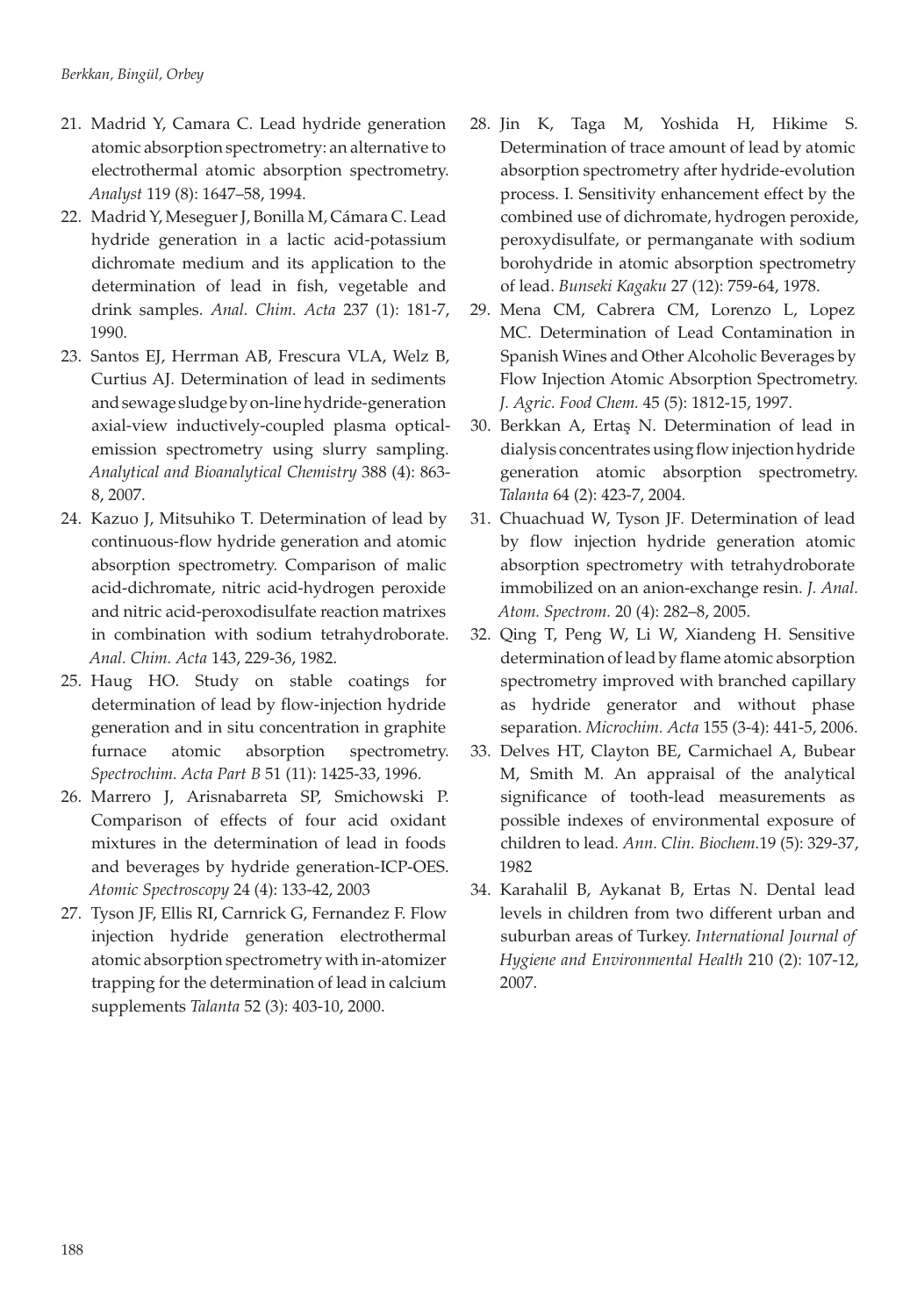21. Madrid Y, Camara C. Lead hydride generation atomic absorption spectrometry: an alternative to electrothermal atomic absorption spectrometry. *Analyst* 119 (8): 1647–58, 1994.
22. Madrid Y, Meseguer J, Bonilla M, Cámara C. Lead hydride generation in a lactic acid-potassium dichromate medium and its application to the determination of lead in fish, vegetable and drink samples. *Anal. Chim. Acta* 237 (1): 181-7, 1990.
23. Santos EJ, Herrman AB, Frescura VLA, Welz B, Curtius AJ. Determination of lead in sediments and sewage sludge by on-line hydride-generation axial-view inductively-coupled plasma optical-emission spectrometry using slurry sampling. *Analytical and Bioanalytical Chemistry* 388 (4): 863-8, 2007.
24. Kazuo J, Mitsuhiko T. Determination of lead by continuous-flow hydride generation and atomic absorption spectrometry. Comparison of malic acid-dichromate, nitric acid-hydrogen peroxide and nitric acid-peroxodisulfate reaction matrixes in combination with sodium tetrahydroborate. *Anal. Chim. Acta* 143, 229-36, 1982.
25. Haug HO. Study on stable coatings for determination of lead by flow-injection hydride generation and in situ concentration in graphite furnace atomic absorption spectrometry. *Spectrochim. Acta Part B* 51 (11): 1425-33, 1996.
26. Marrero J, Arisnabarreta SP, Smichowski P. Comparison of effects of four acid oxidant mixtures in the determination of lead in foods and beverages by hydride generation-ICP-OES. *Atomic Spectroscopy* 24 (4): 133-42, 2003
27. Tyson JF, Ellis RI, Carnrick G, Fernandez F. Flow injection hydride generation electrothermal atomic absorption spectrometry with in-atomizer trapping for the determination of lead in calcium supplements *Talanta* 52 (3): 403-10, 2000.
28. Jin K, Taga M, Yoshida H, Hikime S. Determination of trace amount of lead by atomic absorption spectrometry after hydride-evolution process. I. Sensitivity enhancement effect by the combined use of dichromate, hydrogen peroxide, peroxydisulfate, or permanganate with sodium borohydride in atomic absorption spectrometry of lead. *Bunseki Kagaku* 27 (12): 759-64, 1978.
29. Mena CM, Cabrera CM, Lorenzo L, Lopez MC. Determination of Lead Contamination in Spanish Wines and Other Alcoholic Beverages by Flow Injection Atomic Absorption Spectrometry. *J. Agric. Food Chem.* 45 (5): 1812-15, 1997.
30. Berkkan A, Ertaş N. Determination of lead in dialysis concentrates using flow injection hydride generation atomic absorption spectrometry. *Talanta* 64 (2): 423-7, 2004.
31. Chuachuad W, Tyson JF. Determination of lead by flow injection hydride generation atomic absorption spectrometry with tetrahydroborate immobilized on an anion-exchange resin. *J. Anal. Atom. Spectrom.* 20 (4): 282–8, 2005.
32. Qing T, Peng W, Li W, Xiandeng H. Sensitive determination of lead by flame atomic absorption spectrometry improved with branched capillary as hydride generator and without phase separation. *Microchim. Acta* 155 (3-4): 441-5, 2006.
33. Delves HT, Clayton BE, Carmichael A, Bubear M, Smith M. An appraisal of the analytical significance of tooth-lead measurements as possible indexes of environmental exposure of children to lead. *Ann. Clin. Biochem.*19 (5): 329-37, 1982
34. Karahalil B, Aykanat B, Ertas N. Dental lead levels in children from two different urban and suburban areas of Turkey. *International Journal of Hygiene and Environmental Health* 210 (2): 107-12, 2007.